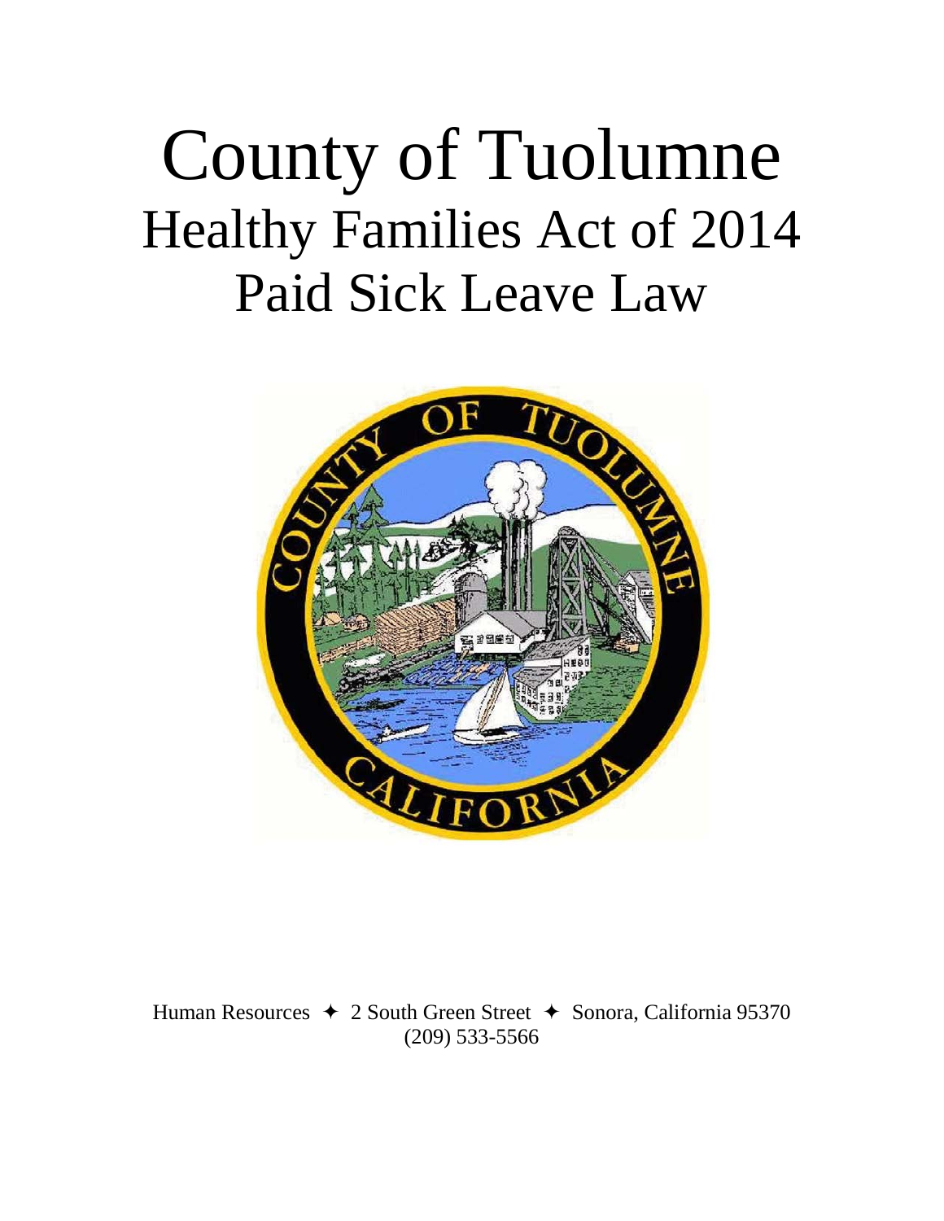# County of Tuolumne

## Healthy Families Act of 2014

## Paid Sick Leave Law

Human Resources ✦ 2 South Green Street ✦ Sonora, California 95370
(209) 533-5566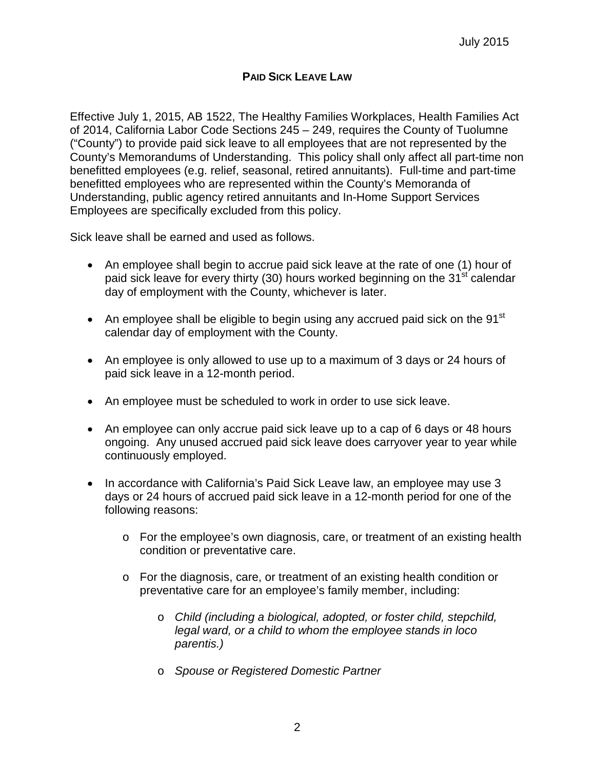July 2015

## PAID SICK LEAVE LAW

Effective July 1, 2015, AB 1522, The Healthy Families Workplaces, Health Families Act of 2014, California Labor Code Sections 245 – 249, requires the County of Tuolumne ("County") to provide paid sick leave to all employees that are not represented by the County's Memorandums of Understanding. This policy shall only affect all part-time non benefitted employees (e.g. relief, seasonal, retired annuitants). Full-time and part-time benefitted employees who are represented within the County's Memoranda of Understanding, public agency retired annuitants and In-Home Support Services Employees are specifically excluded from this policy.

Sick leave shall be earned and used as follows.

- An employee shall begin to accrue paid sick leave at the rate of one (1) hour of paid sick leave for every thirty (30) hours worked beginning on the 31st calendar day of employment with the County, whichever is later.
- An employee shall be eligible to begin using any accrued paid sick on the 91st calendar day of employment with the County.
- An employee is only allowed to use up to a maximum of 3 days or 24 hours of paid sick leave in a 12-month period.
- An employee must be scheduled to work in order to use sick leave.
- An employee can only accrue paid sick leave up to a cap of 6 days or 48 hours ongoing. Any unused accrued paid sick leave does carryover year to year while continuously employed.
- In accordance with California's Paid Sick Leave law, an employee may use 3 days or 24 hours of accrued paid sick leave in a 12-month period for one of the following reasons:
    - For the employee's own diagnosis, care, or treatment of an existing health condition or preventative care.
    - For the diagnosis, care, or treatment of an existing health condition or preventative care for an employee's family member, including:
        - *Child (including a biological, adopted, or foster child, stepchild, legal ward, or a child to whom the employee stands in loco parentis.)*
        - *Spouse or Registered Domestic Partner*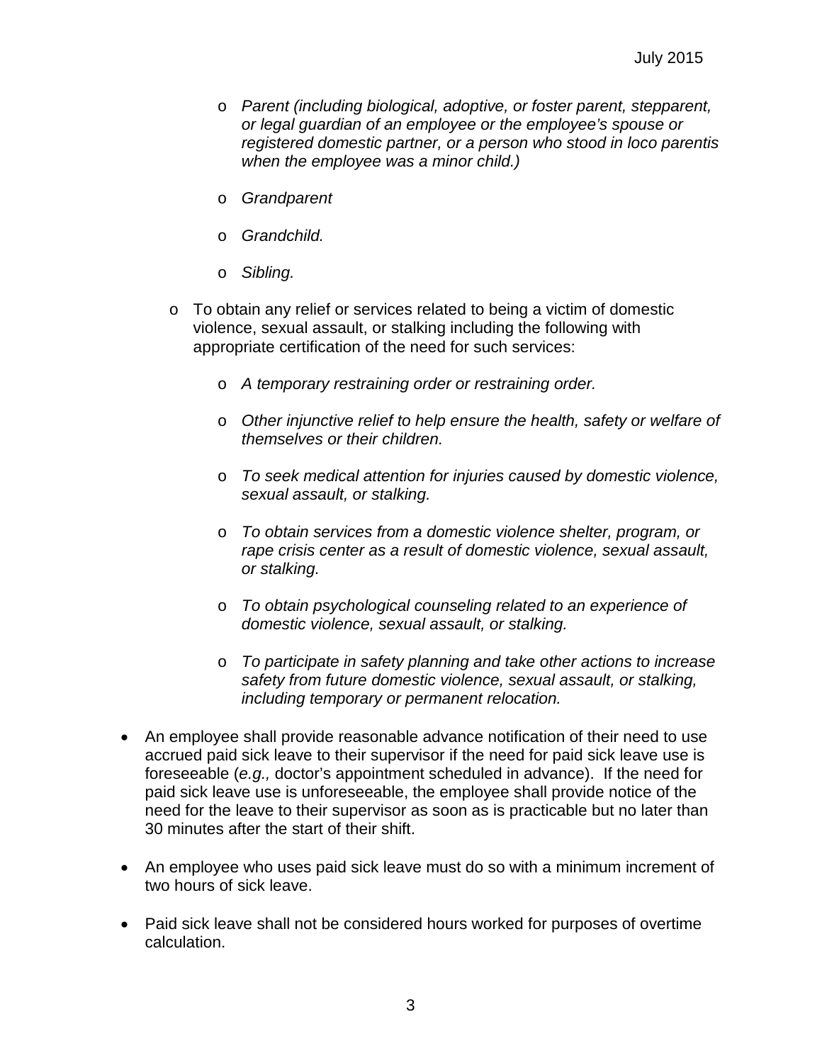- *Parent (including biological, adoptive, or foster parent, stepparent, or legal guardian of an employee or the employee's spouse or registered domestic partner, or a person who stood in loco parentis when the employee was a minor child.)*
    - *Grandparent*
    - *Grandchild.*
    - *Sibling.*
  - To obtain any relief or services related to being a victim of domestic violence, sexual assault, or stalking including the following with appropriate certification of the need for such services:
    - *A temporary restraining order or restraining order.*
    - *Other injunctive relief to help ensure the health, safety or welfare of themselves or their children.*
    - *To seek medical attention for injuries caused by domestic violence, sexual assault, or stalking.*
    - *To obtain services from a domestic violence shelter, program, or rape crisis center as a result of domestic violence, sexual assault, or stalking.*
    - *To obtain psychological counseling related to an experience of domestic violence, sexual assault, or stalking.*
    - *To participate in safety planning and take other actions to increase safety from future domestic violence, sexual assault, or stalking, including temporary or permanent relocation.*

- An employee shall provide reasonable advance notification of their need to use accrued paid sick leave to their supervisor if the need for paid sick leave use is foreseeable (*e.g.,* doctor's appointment scheduled in advance). If the need for paid sick leave use is unforeseeable, the employee shall provide notice of the need for the leave to their supervisor as soon as is practicable but no later than 30 minutes after the start of their shift.

- An employee who uses paid sick leave must do so with a minimum increment of two hours of sick leave.

- Paid sick leave shall not be considered hours worked for purposes of overtime calculation.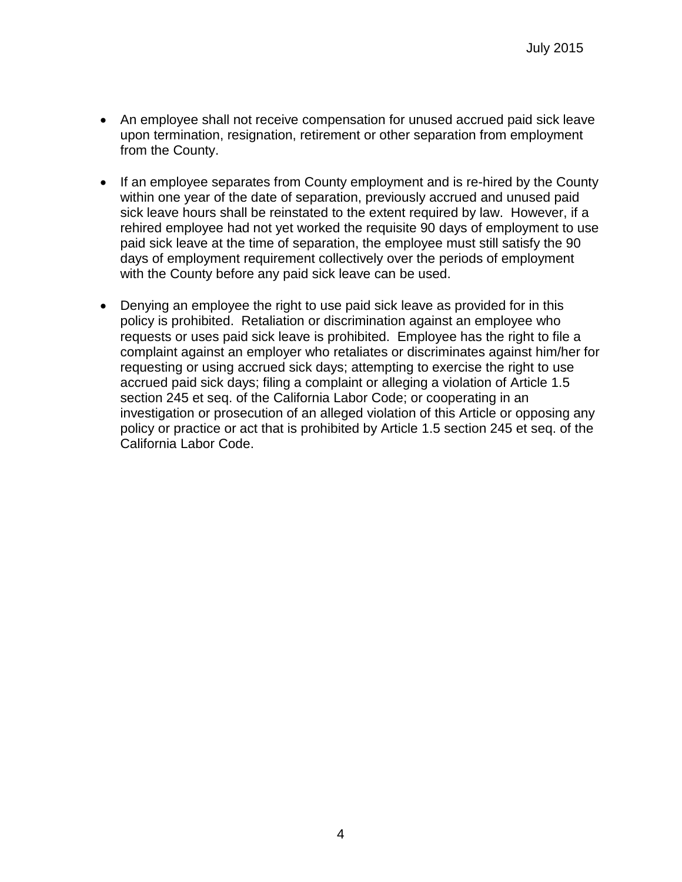- An employee shall not receive compensation for unused accrued paid sick leave upon termination, resignation, retirement or other separation from employment from the County.

- If an employee separates from County employment and is re-hired by the County within one year of the date of separation, previously accrued and unused paid sick leave hours shall be reinstated to the extent required by law. However, if a rehired employee had not yet worked the requisite 90 days of employment to use paid sick leave at the time of separation, the employee must still satisfy the 90 days of employment requirement collectively over the periods of employment with the County before any paid sick leave can be used.

- Denying an employee the right to use paid sick leave as provided for in this policy is prohibited. Retaliation or discrimination against an employee who requests or uses paid sick leave is prohibited. Employee has the right to file a complaint against an employer who retaliates or discriminates against him/her for requesting or using accrued sick days; attempting to exercise the right to use accrued paid sick days; filing a complaint or alleging a violation of Article 1.5 section 245 et seq. of the California Labor Code; or cooperating in an investigation or prosecution of an alleged violation of this Article or opposing any policy or practice or act that is prohibited by Article 1.5 section 245 et seq. of the California Labor Code.